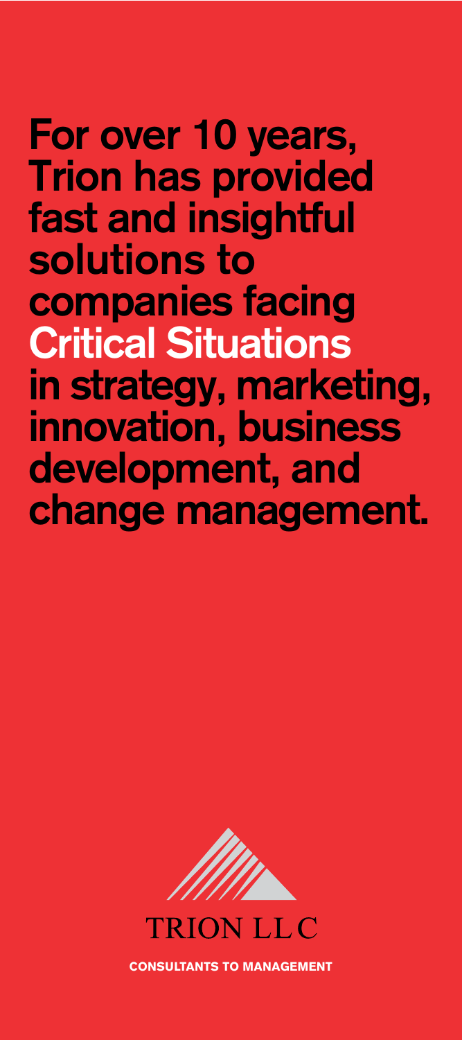# For over 10 years, Trion has provided fast and insightful solutions to companies facing Critical Situations in strategy, marketing, innovation, business development, and change management.

TRION LLC

**CONSULTANTS TO MANAGEMENT**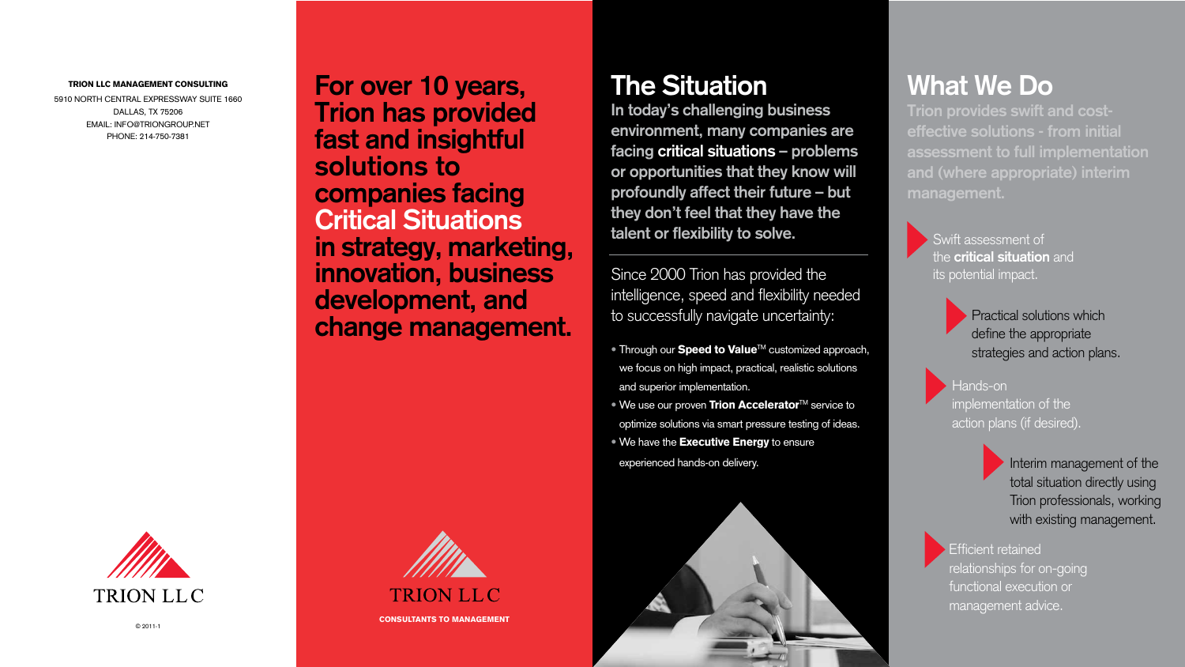**TRION LLC MANAGEMENT CONSULTING**

5910 NORTH CENTRAL EXPRESSWAY SUITE 1660
DALLAS, TX 75206
EMAIL: INFO@TRIONGROUP.NET
PHONE: 214-750-7381

TRION LLC

© 2011-1

**For over 10 years, Trion has provided fast and insightful solutions to companies facing Critical Situations in strategy, marketing, innovation, business development, and change management.**

TRION LLC

**CONSULTANTS TO MANAGEMENT**

# The Situation

**In today's challenging business environment, many companies are facing critical situations – problems or opportunities that they know will profoundly affect their future – but they don't feel that they have the talent or flexibility to solve.**

---

Since 2000 Trion has provided the intelligence, speed and flexibility needed to successfully navigate uncertainty:

- Through our **Speed to Value**™ customized approach, we focus on high impact, practical, realistic solutions and superior implementation.
- We use our proven **Trion Accelerator**™ service to optimize solutions via smart pressure testing of ideas.
- We have the **Executive Energy** to ensure experienced hands-on delivery.

# What We Do

**Trion provides swift and cost-effective solutions - from initial assessment to full implementation and (where appropriate) interim management.**

- Swift assessment of the **critical situation** and its potential impact.
- Practical solutions which define the appropriate strategies and action plans.
- Hands-on implementation of the action plans (if desired).
- Interim management of the total situation directly using Trion professionals, working with existing management.
- Efficient retained relationships for on-going functional execution or management advice.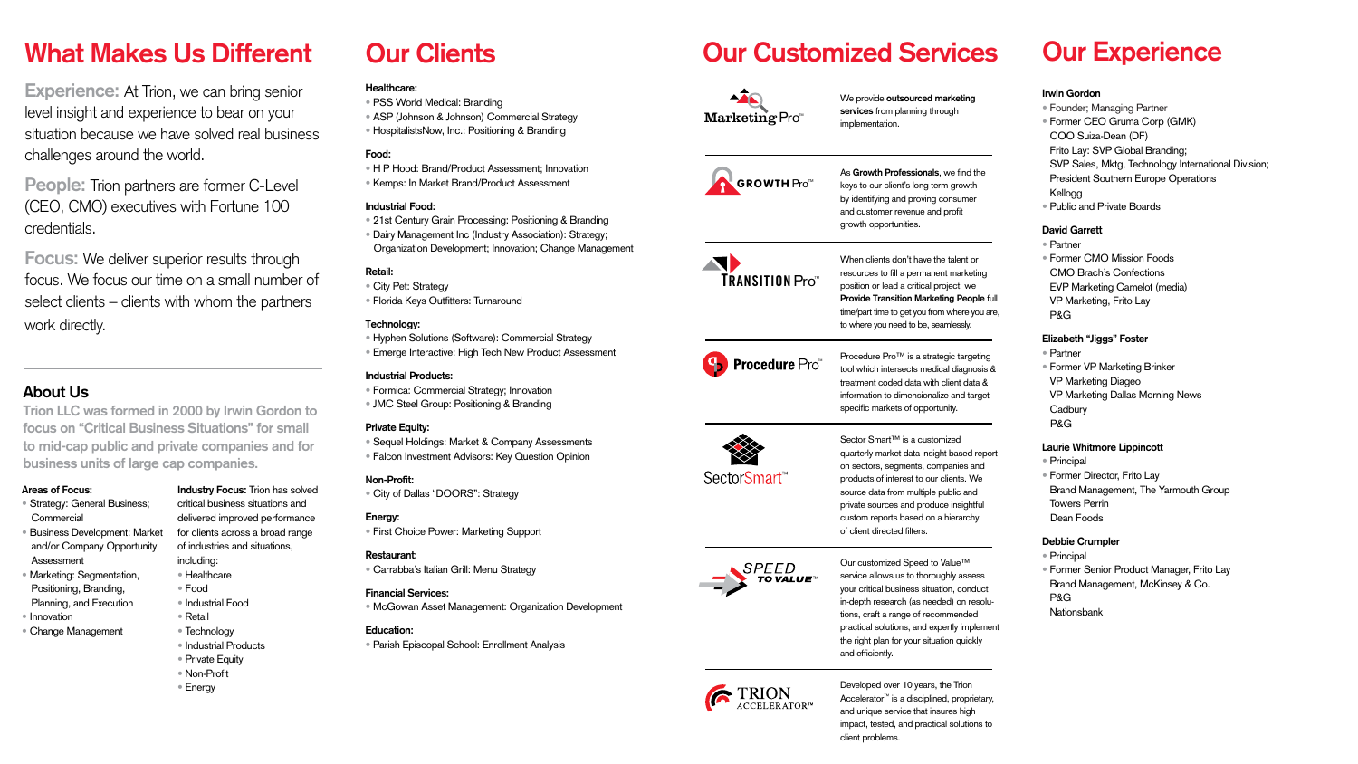# What Makes Us Different

**Experience:** At Trion, we can bring senior level insight and experience to bear on your situation because we have solved real business challenges around the world.

**People:** Trion partners are former C-Level (CEO, CMO) executives with Fortune 100 credentials.

**Focus:** We deliver superior results through focus. We focus our time on a small number of select clients – clients with whom the partners work directly.

## About Us

**Trion LLC was formed in 2000 by Irwin Gordon to focus on "Critical Business Situations" for small to mid-cap public and private companies and for business units of large cap companies.**

**Areas of Focus:**

- Strategy: General Business; Commercial
- Business Development: Market and/or Company Opportunity Assessment
- Marketing: Segmentation, Positioning, Branding, Planning, and Execution
- Innovation
- Change Management

**Industry Focus:** Trion has solved critical business situations and delivered improved performance for clients across a broad range of industries and situations, including:

- Healthcare
- Food
- Industrial Food
- Retail
- Technology
- Industrial Products
- Private Equity
- Non-Profit
- Energy

# Our Clients

**Healthcare:**
- PSS World Medical: Branding
- ASP (Johnson & Johnson) Commercial Strategy
- HospitalistsNow, Inc.: Positioning & Branding

**Food:**
- H P Hood: Brand/Product Assessment; Innovation
- Kemps: In Market Brand/Product Assessment

**Industrial Food:**
- 21st Century Grain Processing: Positioning & Branding
- Dairy Management Inc (Industry Association): Strategy; Organization Development; Innovation; Change Management

**Retail:**
- City Pet: Strategy
- Florida Keys Outfitters: Turnaround

**Technology:**
- Hyphen Solutions (Software): Commercial Strategy
- Emerge Interactive: High Tech New Product Assessment

**Industrial Products:**
- Formica: Commercial Strategy; Innovation
- JMC Steel Group: Positioning & Branding

**Private Equity:**
- Sequel Holdings: Market & Company Assessments
- Falcon Investment Advisors: Key Question Opinion

**Non-Profit:**
- City of Dallas "DOORS": Strategy

**Energy:**
- First Choice Power: Marketing Support

**Restaurant:**
- Carrabba's Italian Grill: Menu Strategy

**Financial Services:**
- McGowan Asset Management: Organization Development

**Education:**
- Parish Episcopal School: Enrollment Analysis

# Our Customized Services

**Marketing Pro™**

We provide **outsourced marketing services** from planning through implementation.

**GROWTH Pro™**

As **Growth Professionals**, we find the keys to our client's long term growth by identifying and proving consumer and customer revenue and profit growth opportunities.

**TRANSITION Pro™**

When clients don't have the talent or resources to fill a permanent marketing position or lead a critical project, we **Provide Transition Marketing People** full time/part time to get you from where you are, to where you need to be, seamlessly.

**Procedure Pro™**

Procedure Pro™ is a strategic targeting tool which intersects medical diagnosis & treatment coded data with client data & information to dimensionalize and target specific markets of opportunity.

**SectorSmart™**

Sector Smart™ is a customized quarterly market data insight based report on sectors, segments, companies and products of interest to our clients. We source data from multiple public and private sources and produce insightful custom reports based on a hierarchy of client directed filters.

**SPEED TO VALUE™**

Our customized Speed to Value™ service allows us to thoroughly assess your critical business situation, conduct in-depth research (as needed) on resolutions, craft a range of recommended practical solutions, and expertly implement the right plan for your situation quickly and efficiently.

**TRION ACCELERATOR™**

Developed over 10 years, the Trion Accelerator™ is a disciplined, proprietary, and unique service that insures high impact, tested, and practical solutions to client problems.

# Our Experience

**Irwin Gordon**
- Founder; Managing Partner
- Former CEO Gruma Corp (GMK)
  COO Suiza-Dean (DF)
  Frito Lay: SVP Global Branding;
  SVP Sales, Mktg, Technology International Division;
  President Southern Europe Operations
  Kellogg
- Public and Private Boards

**David Garrett**
- Partner
- Former CMO Mission Foods
  CMO Brach's Confections
  EVP Marketing Camelot (media)
  VP Marketing, Frito Lay
  P&G

**Elizabeth "Jiggs" Foster**
- Partner
- Former VP Marketing Brinker
  VP Marketing Diageo
  VP Marketing Dallas Morning News
  Cadbury
  P&G

**Laurie Whitmore Lippincott**
- Principal
- Former Director, Frito Lay
  Brand Management, The Yarmouth Group
  Towers Perrin
  Dean Foods

**Debbie Crumpler**
- Principal
- Former Senior Product Manager, Frito Lay
  Brand Management, McKinsey & Co.
  P&G
  Nationsbank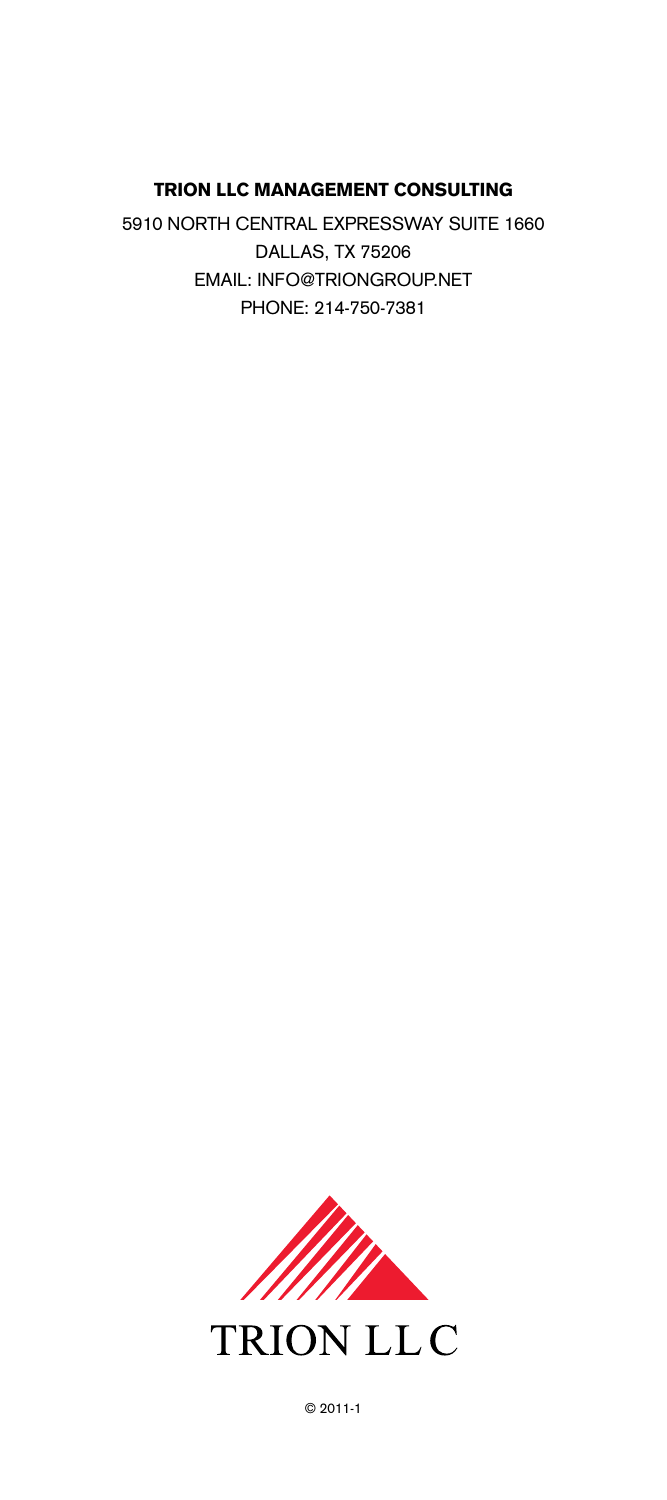**TRION LLC MANAGEMENT CONSULTING**

5910 NORTH CENTRAL EXPRESSWAY SUITE 1660
DALLAS, TX 75206
EMAIL: INFO@TRIONGROUP.NET
PHONE: 214-750-7381

TRION LLC

© 2011-1